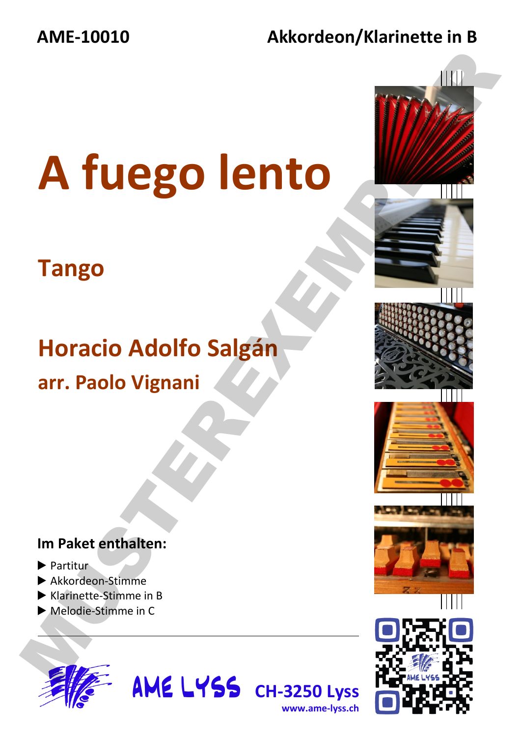AME-10010

Akkordeon/Klarinette in B

# A fuego lento

## Tango

## Horacio Adolfo Salgán

### arr. Paolo Vignani

MUSTEREXEMPLAR

**Im Paket enthalten:**

- Partitur
- Akkordeon-Stimme
- Klarinette-Stimme in B
- Melodie-Stimme in C

AME LYSS CH-3250 Lyss

www.ame-lyss.ch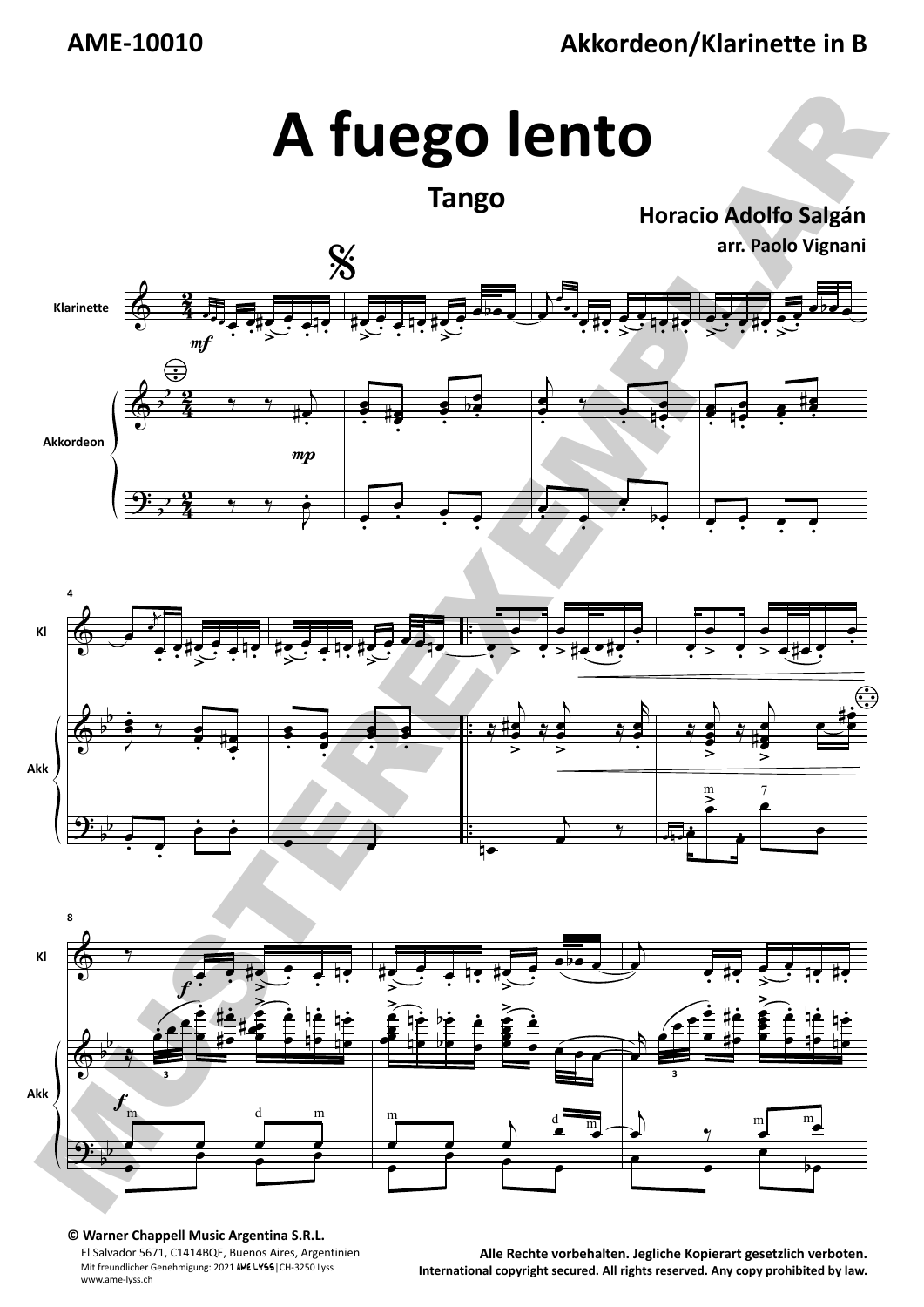AME-10010

Akkordeon/Klarinette in B

# A fuego lento

## Tango

**Horacio Adolfo Salgán**

arr. Paolo Vignani

© Warner Chappell Music Argentina S.R.L.
El Salvador 5671, C1414BQE, Buenos Aires, Argentinien
Mit freundlicher Genehmigung: 2021 AME LYSS | CH-3250 Lyss
www.ame-lyss.ch

Alle Rechte vorbehalten. Jegliche Kopierart gesetzlich verboten.
International copyright secured. All rights reserved. Any copy prohibited by law.